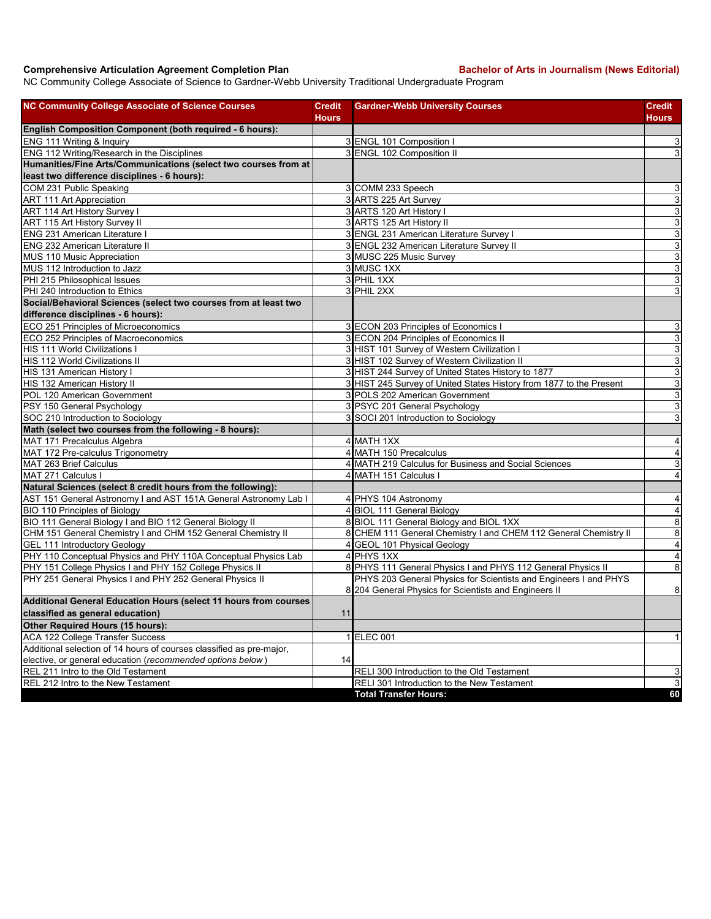**Comprehensive Articulation Agreement Completion Plan** **Bachelor of Arts in Journalism (News Editorial)**

NC Community College Associate of Science to Gardner-Webb University Traditional Undergraduate Program

| NC Community College Associate of Science Courses | Credit Hours | Gardner-Webb University Courses | Credit Hours |
|---|---|---|---|
| **English Composition Component (both required - 6 hours):** | | | |
| ENG 111 Writing & Inquiry | 3 | ENGL 101 Composition I | 3 |
| ENG 112 Writing/Research in the Disciplines | 3 | ENGL 102 Composition II | 3 |
| **Humanities/Fine Arts/Communications (select two courses from at least two difference disciplines - 6 hours):** | | | |
| COM 231 Public Speaking | 3 | COMM 233 Speech | 3 |
| ART 111 Art Appreciation | 3 | ARTS 225 Art Survey | 3 |
| ART 114 Art History Survey I | 3 | ARTS 120 Art History I | 3 |
| ART 115 Art History Survey II | 3 | ARTS 125 Art History II | 3 |
| ENG 231 American Literature I | 3 | ENGL 231 American Literature Survey I | 3 |
| ENG 232 American Literature II | 3 | ENGL 232 American Literature Survey II | 3 |
| MUS 110 Music Appreciation | 3 | MUSC 225 Music Survey | 3 |
| MUS 112 Introduction to Jazz | 3 | MUSC 1XX | 3 |
| PHI 215 Philosophical Issues | 3 | PHIL 1XX | 3 |
| PHI 240 Introduction to Ethics | 3 | PHIL 2XX | 3 |
| **Social/Behavioral Sciences (select two courses from at least two difference disciplines - 6 hours):** | | | |
| ECO 251 Principles of Microeconomics | 3 | ECON 203 Principles of Economics I | 3 |
| ECO 252 Principles of Macroeconomics | 3 | ECON 204 Principles of Economics II | 3 |
| HIS 111 World Civilizations I | 3 | HIST 101 Survey of Western Civilization I | 3 |
| HIS 112 World Civilizations II | 3 | HIST 102 Survey of Western Civilization II | 3 |
| HIS 131 American History I | 3 | HIST 244 Survey of United States History to 1877 | 3 |
| HIS 132 American History II | 3 | HIST 245 Survey of United States History from 1877 to the Present | 3 |
| POL 120 American Government | 3 | POLS 202 American Government | 3 |
| PSY 150 General Psychology | 3 | PSYC 201 General Psychology | 3 |
| SOC 210 Introduction to Sociology | 3 | SOCI 201 Introduction to Sociology | 3 |
| **Math (select two courses from the following - 8 hours):** | | | |
| MAT 171 Precalculus Algebra | 4 | MATH 1XX | 4 |
| MAT 172 Pre-calculus Trigonometry | 4 | MATH 150 Precalculus | 4 |
| MAT 263 Brief Calculus | 4 | MATH 219 Calculus for Business and Social Sciences | 3 |
| MAT 271 Calculus I | 4 | MATH 151 Calculus I | 4 |
| **Natural Sciences (select 8 credit hours from the following):** | | | |
| AST 151 General Astronomy I and AST 151A General Astronomy Lab I | 4 | PHYS 104 Astronomy | 4 |
| BIO 110 Principles of Biology | 4 | BIOL 111 General Biology | 4 |
| BIO 111 General Biology I and BIO 112 General Biology II | 8 | BIOL 111 General Biology and BIOL 1XX | 8 |
| CHM 151 General Chemistry I and CHM 152 General Chemistry II | 8 | CHEM 111 General Chemistry I and CHEM 112 General Chemistry II | 8 |
| GEL 111 Introductory Geology | 4 | GEOL 101 Physical Geology | 4 |
| PHY 110 Conceptual Physics and PHY 110A Conceptual Physics Lab | 4 | PHYS 1XX | 4 |
| PHY 151 College Physics I and PHY 152 College Physics II | 8 | PHYS 111 General Physics I and PHYS 112 General Physics II | 8 |
| PHY 251 General Physics I and PHY 252 General Physics II | 8 | PHYS 203 General Physics for Scientists and Engineers I and PHYS 204 General Physics for Scientists and Engineers II | 8 |
| **Additional General Education Hours (select 11 hours from courses classified as general education)** | 11 | | |
| **Other Required Hours (15 hours):** | | | |
| ACA 122 College Transfer Success | 1 | ELEC 001 | 1 |
| Additional selection of 14 hours of courses classified as pre-major, elective, or general education (*recommended options below*) | 14 | | |
| REL 211 Intro to the Old Testament | | RELI 300 Introduction to the Old Testament | 3 |
| REL 212 Intro to the New Testament | | RELI 301 Introduction to the New Testament | 3 |
| | | **Total Transfer Hours:** | **60** |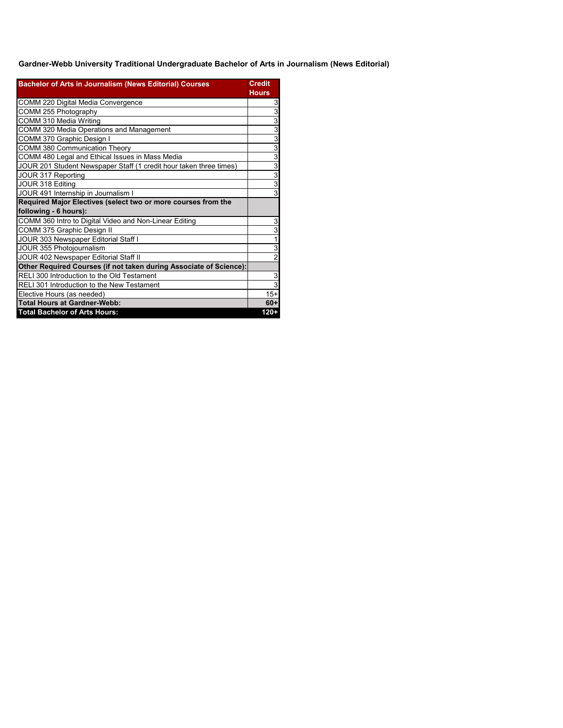**Gardner-Webb University Traditional Undergraduate Bachelor of Arts in Journalism (News Editorial)**

| Bachelor of Arts in Journalism (News Editorial) Courses | Credit Hours |
|---|---|
| COMM 220 Digital Media Convergence | 3 |
| COMM 255 Photography | 3 |
| COMM 310 Media Writing | 3 |
| COMM 320 Media Operations and Management | 3 |
| COMM 370 Graphic Design I | 3 |
| COMM 380 Communication Theory | 3 |
| COMM 480 Legal and Ethical Issues in Mass Media | 3 |
| JOUR 201 Student Newspaper Staff (1 credit hour taken three times) | 3 |
| JOUR 317 Reporting | 3 |
| JOUR 318 Editing | 3 |
| JOUR 491 Internship in Journalism I | 3 |
| **Required Major Electives (select two or more courses from the following - 6 hours):** | |
| COMM 360 Intro to Digital Video and Non-Linear Editing | 3 |
| COMM 375 Graphic Design II | 3 |
| JOUR 303 Newspaper Editorial Staff I | 1 |
| JOUR 355 Photojournalism | 3 |
| JOUR 402 Newspaper Editorial Staff II | 2 |
| **Other Required Courses (if not taken during Associate of Science):** | |
| RELI 300 Introduction to the Old Testament | 3 |
| RELI 301 Introduction to the New Testament | 3 |
| Elective Hours (as needed) | 15+ |
| **Total Hours at Gardner-Webb:** | **60+** |
| **Total Bachelor of Arts Hours:** | **120+** |